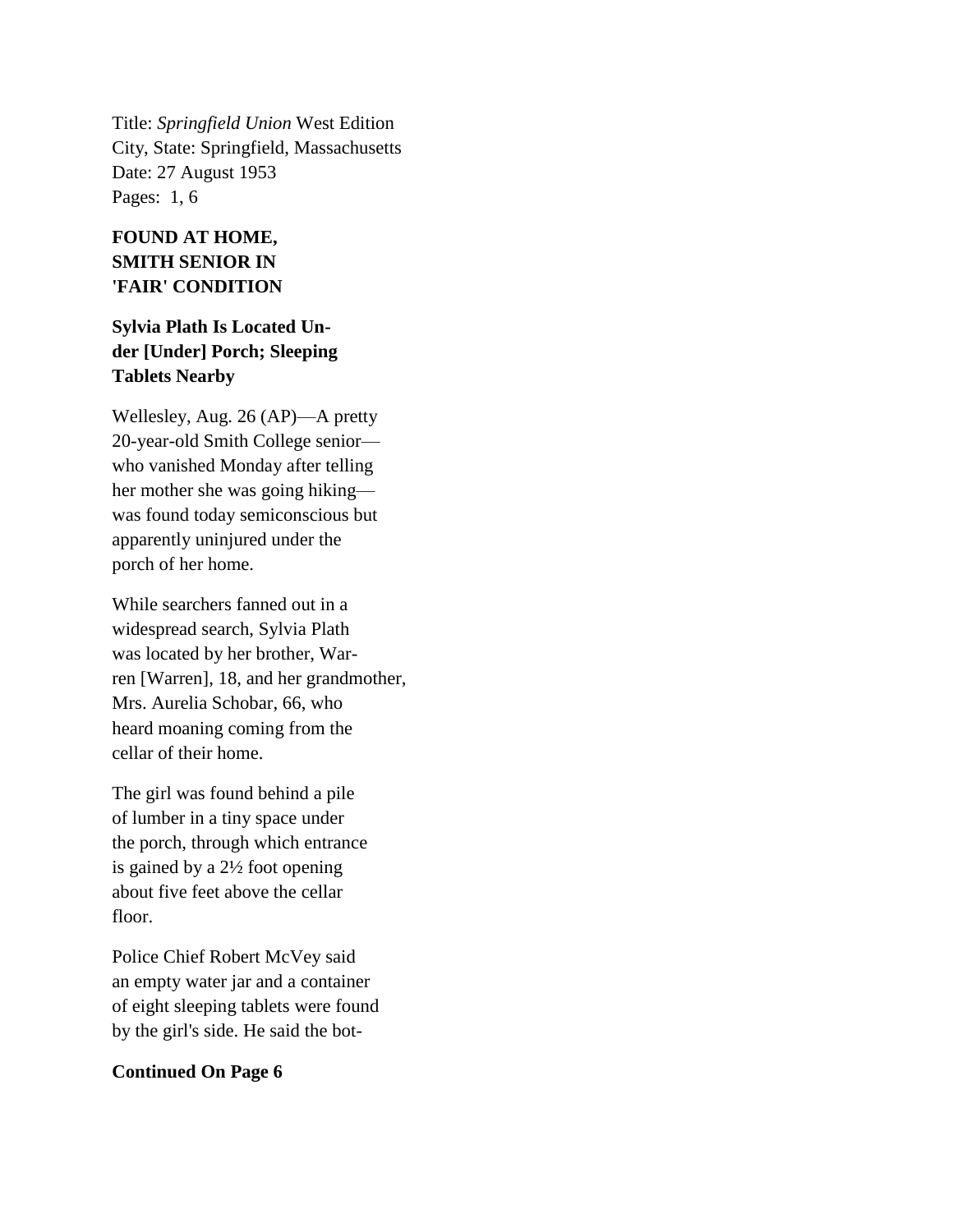Title: *Springfield Union* West Edition
City, State: Springfield, Massachusetts
Date: 27 August 1953
Pages: 1, 6

**FOUND AT HOME, SMITH SENIOR IN 'FAIR' CONDITION**

**Sylvia Plath Is Located Un-der [Under] Porch; Sleeping Tablets Nearby**

Wellesley, Aug. 26 (AP)—A pretty 20-year-old Smith College senior—who vanished Monday after telling her mother she was going hiking—was found today semiconscious but apparently uninjured under the porch of her home.

While searchers fanned out in a widespread search, Sylvia Plath was located by her brother, War-ren [Warren], 18, and her grandmother, Mrs. Aurelia Schobar, 66, who heard moaning coming from the cellar of their home.

The girl was found behind a pile of lumber in a tiny space under the porch, through which entrance is gained by a 2½ foot opening about five feet above the cellar floor.

Police Chief Robert McVey said an empty water jar and a container of eight sleeping tablets were found by the girl's side. He said the bot-

**Continued On Page 6**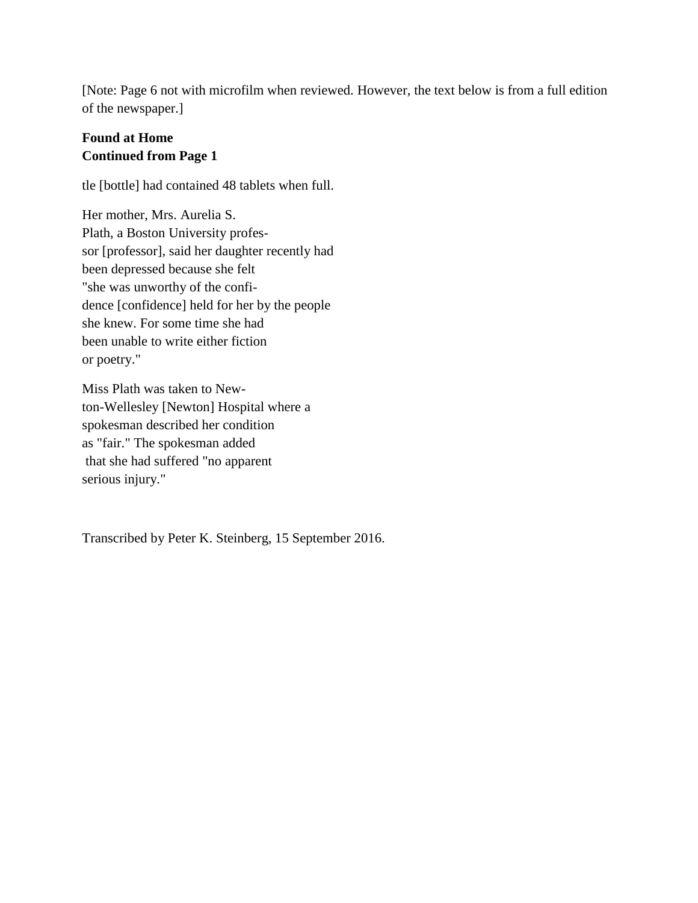[Note: Page 6 not with microfilm when reviewed. However, the text below is from a full edition of the newspaper.]

**Found at Home**
**Continued from Page 1**

tle [bottle] had contained 48 tablets when full.

Her mother, Mrs. Aurelia S. Plath, a Boston University profes-sor [professor], said her daughter recently had been depressed because she felt "she was unworthy of the confi-dence [confidence] held for her by the people she knew. For some time she had been unable to write either fiction or poetry."

Miss Plath was taken to New-ton-Wellesley [Newton] Hospital where a spokesman described her condition as "fair." The spokesman added that she had suffered "no apparent serious injury."

Transcribed by Peter K. Steinberg, 15 September 2016.